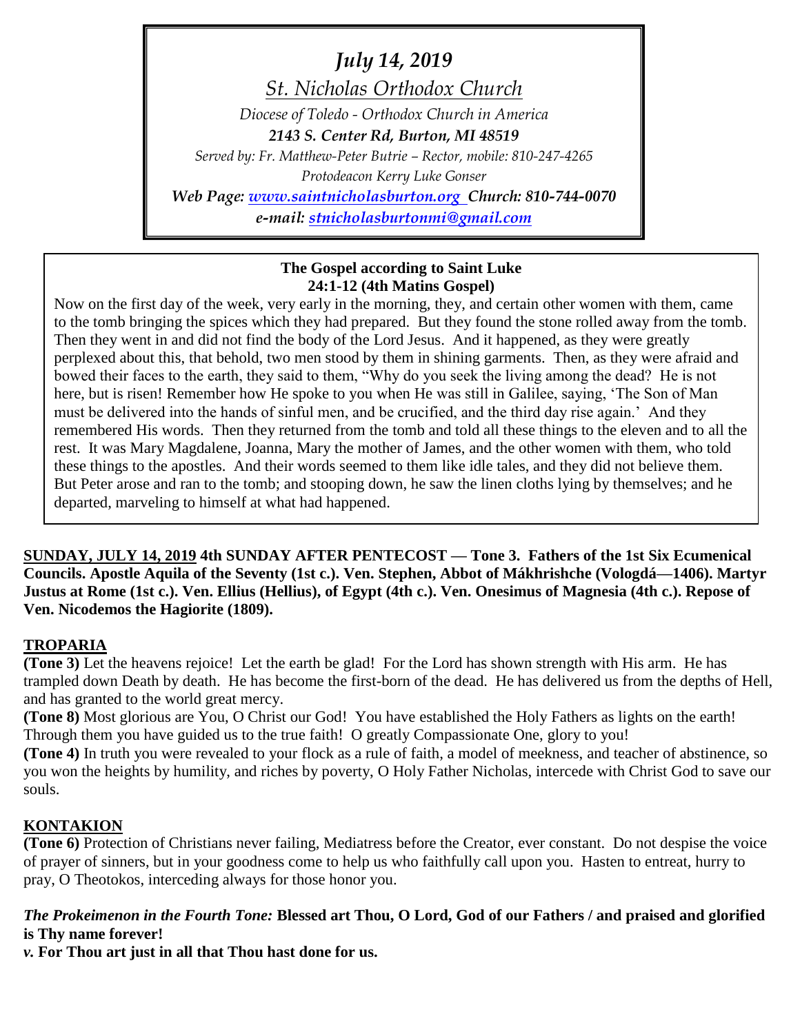*July 14, 2019*

*St. Nicholas Orthodox Church*

*Diocese of Toledo - Orthodox Church in America*

***2143 S. Center Rd, Burton, MI 48519***

*Served by: Fr. Matthew-Peter Butrie – Rector, mobile: 810-247-4265*

*Protodeacon Kerry Luke Gonser*

***Web Page: www.saintnicholasburton.org Church: 810-744-0070***

***e-mail: stnicholasburtonmi@gmail.com***

**The Gospel according to Saint Luke**
**24:1-12 (4th Matins Gospel)**

Now on the first day of the week, very early in the morning, they, and certain other women with them, came to the tomb bringing the spices which they had prepared. But they found the stone rolled away from the tomb. Then they went in and did not find the body of the Lord Jesus. And it happened, as they were greatly perplexed about this, that behold, two men stood by them in shining garments. Then, as they were afraid and bowed their faces to the earth, they said to them, "Why do you seek the living among the dead? He is not here, but is risen! Remember how He spoke to you when He was still in Galilee, saying, 'The Son of Man must be delivered into the hands of sinful men, and be crucified, and the third day rise again.' And they remembered His words. Then they returned from the tomb and told all these things to the eleven and to all the rest. It was Mary Magdalene, Joanna, Mary the mother of James, and the other women with them, who told these things to the apostles. And their words seemed to them like idle tales, and they did not believe them. But Peter arose and ran to the tomb; and stooping down, he saw the linen cloths lying by themselves; and he departed, marveling to himself at what had happened.

**SUNDAY, JULY 14, 2019 4th SUNDAY AFTER PENTECOST — Tone 3. Fathers of the 1st Six Ecumenical Councils. Apostle Aquila of the Seventy (1st c.). Ven. Stephen, Abbot of Mákhrishche (Vologdá—1406). Martyr Justus at Rome (1st c.). Ven. Ellius (Hellius), of Egypt (4th c.). Ven. Onesimus of Magnesia (4th c.). Repose of Ven. Nicodemos the Hagiorite (1809).**

## TROPARIA

**(Tone 3)** Let the heavens rejoice! Let the earth be glad! For the Lord has shown strength with His arm. He has trampled down Death by death. He has become the first-born of the dead. He has delivered us from the depths of Hell, and has granted to the world great mercy.

**(Tone 8)** Most glorious are You, O Christ our God! You have established the Holy Fathers as lights on the earth! Through them you have guided us to the true faith! O greatly Compassionate One, glory to you!

**(Tone 4)** In truth you were revealed to your flock as a rule of faith, a model of meekness, and teacher of abstinence, so you won the heights by humility, and riches by poverty, O Holy Father Nicholas, intercede with Christ God to save our souls.

## KONTAKION

**(Tone 6)** Protection of Christians never failing, Mediatress before the Creator, ever constant. Do not despise the voice of prayer of sinners, but in your goodness come to help us who faithfully call upon you. Hasten to entreat, hurry to pray, O Theotokos, interceding always for those honor you.

***The Prokeimenon in the Fourth Tone:*** **Blessed art Thou, O Lord, God of our Fathers / and praised and glorified is Thy name forever!**

***v.*** **For Thou art just in all that Thou hast done for us.**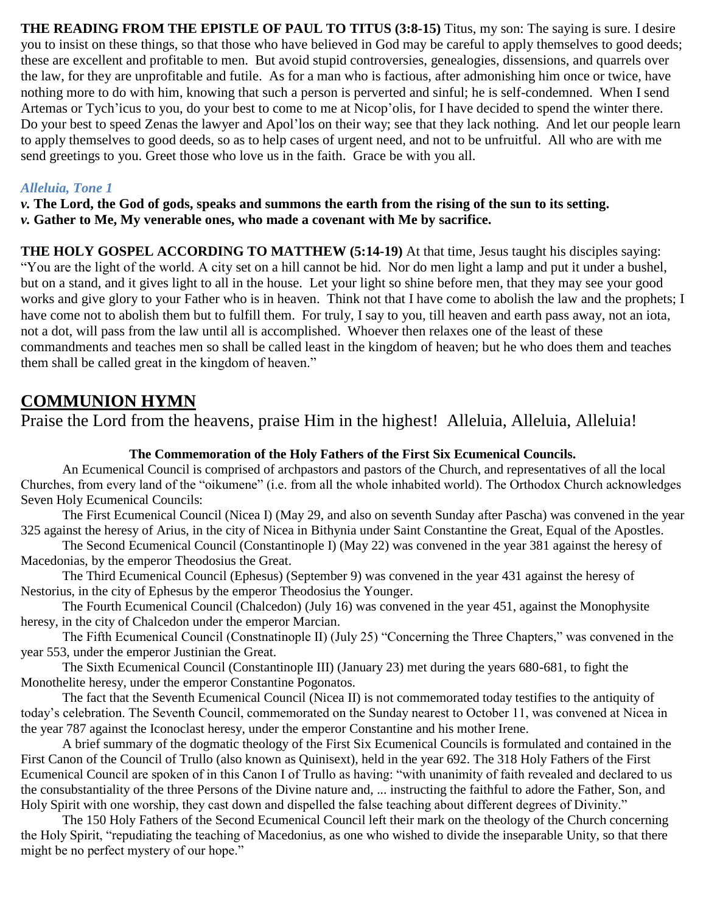**THE READING FROM THE EPISTLE OF PAUL TO TITUS (3:8-15)** Titus, my son: The saying is sure. I desire you to insist on these things, so that those who have believed in God may be careful to apply themselves to good deeds; these are excellent and profitable to men. But avoid stupid controversies, genealogies, dissensions, and quarrels over the law, for they are unprofitable and futile. As for a man who is factious, after admonishing him once or twice, have nothing more to do with him, knowing that such a person is perverted and sinful; he is self-condemned. When I send Artemas or Tych'icus to you, do your best to come to me at Nicop'olis, for I have decided to spend the winter there. Do your best to speed Zenas the lawyer and Apol'los on their way; see that they lack nothing. And let our people learn to apply themselves to good deeds, so as to help cases of urgent need, and not to be unfruitful. All who are with me send greetings to you. Greet those who love us in the faith. Grace be with you all.

***Alleluia, Tone 1***

***v.* The Lord, the God of gods, speaks and summons the earth from the rising of the sun to its setting.**
***v.* Gather to Me, My venerable ones, who made a covenant with Me by sacrifice.**

**THE HOLY GOSPEL ACCORDING TO MATTHEW (5:14-19)** At that time, Jesus taught his disciples saying: "You are the light of the world. A city set on a hill cannot be hid. Nor do men light a lamp and put it under a bushel, but on a stand, and it gives light to all in the house. Let your light so shine before men, that they may see your good works and give glory to your Father who is in heaven. Think not that I have come to abolish the law and the prophets; I have come not to abolish them but to fulfill them. For truly, I say to you, till heaven and earth pass away, not an iota, not a dot, will pass from the law until all is accomplished. Whoever then relaxes one of the least of these commandments and teaches men so shall be called least in the kingdom of heaven; but he who does them and teaches them shall be called great in the kingdom of heaven."

## COMMUNION HYMN

Praise the Lord from the heavens, praise Him in the highest! Alleluia, Alleluia, Alleluia!

**The Commemoration of the Holy Fathers of the First Six Ecumenical Councils.**

An Ecumenical Council is comprised of archpastors and pastors of the Church, and representatives of all the local Churches, from every land of the "oikumene" (i.e. from all the whole inhabited world). The Orthodox Church acknowledges Seven Holy Ecumenical Councils:

The First Ecumenical Council (Nicea I) (May 29, and also on seventh Sunday after Pascha) was convened in the year 325 against the heresy of Arius, in the city of Nicea in Bithynia under Saint Constantine the Great, Equal of the Apostles.

The Second Ecumenical Council (Constantinople I) (May 22) was convened in the year 381 against the heresy of Macedonias, by the emperor Theodosius the Great.

The Third Ecumenical Council (Ephesus) (September 9) was convened in the year 431 against the heresy of Nestorius, in the city of Ephesus by the emperor Theodosius the Younger.

The Fourth Ecumenical Council (Chalcedon) (July 16) was convened in the year 451, against the Monophysite heresy, in the city of Chalcedon under the emperor Marcian.

The Fifth Ecumenical Council (Constnatinople II) (July 25) "Concerning the Three Chapters," was convened in the year 553, under the emperor Justinian the Great.

The Sixth Ecumenical Council (Constantinople III) (January 23) met during the years 680-681, to fight the Monothelite heresy, under the emperor Constantine Pogonatos.

The fact that the Seventh Ecumenical Council (Nicea II) is not commemorated today testifies to the antiquity of today's celebration. The Seventh Council, commemorated on the Sunday nearest to October 11, was convened at Nicea in the year 787 against the Iconoclast heresy, under the emperor Constantine and his mother Irene.

A brief summary of the dogmatic theology of the First Six Ecumenical Councils is formulated and contained in the First Canon of the Council of Trullo (also known as Quinisext), held in the year 692. The 318 Holy Fathers of the First Ecumenical Council are spoken of in this Canon I of Trullo as having: "with unanimity of faith revealed and declared to us the consubstantiality of the three Persons of the Divine nature and, ... instructing the faithful to adore the Father, Son, and Holy Spirit with one worship, they cast down and dispelled the false teaching about different degrees of Divinity."

The 150 Holy Fathers of the Second Ecumenical Council left their mark on the theology of the Church concerning the Holy Spirit, "repudiating the teaching of Macedonius, as one who wished to divide the inseparable Unity, so that there might be no perfect mystery of our hope."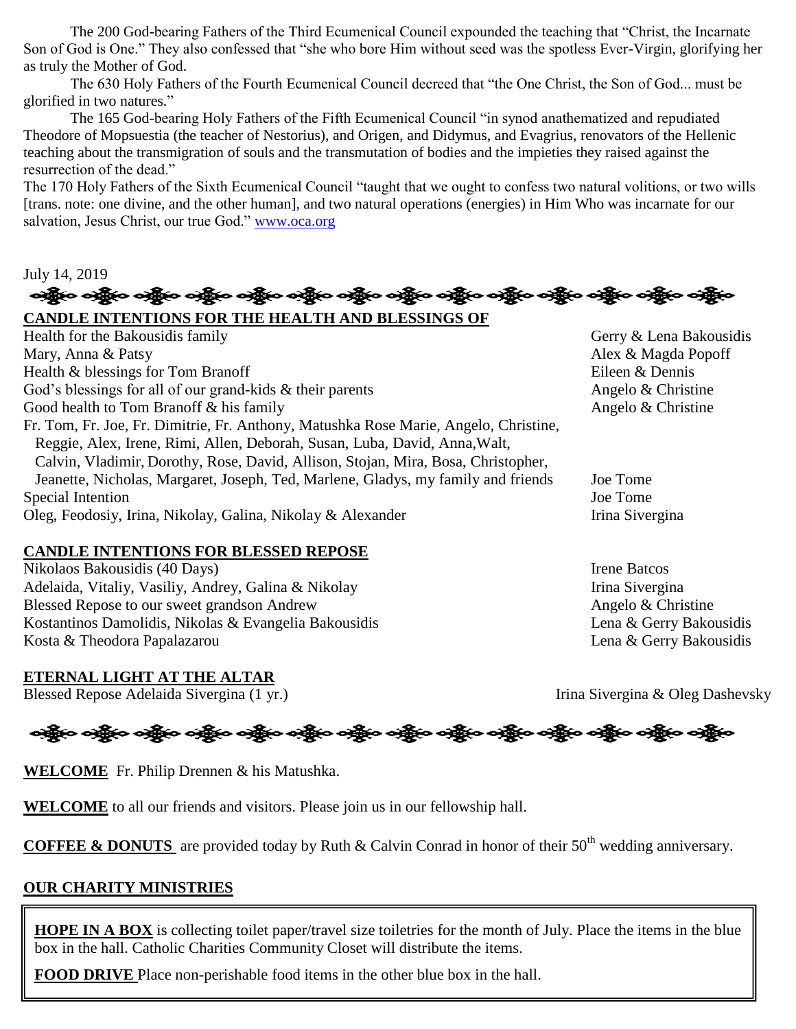The 200 God-bearing Fathers of the Third Ecumenical Council expounded the teaching that "Christ, the Incarnate Son of God is One." They also confessed that "she who bore Him without seed was the spotless Ever-Virgin, glorifying her as truly the Mother of God.

The 630 Holy Fathers of the Fourth Ecumenical Council decreed that "the One Christ, the Son of God... must be glorified in two natures."

The 165 God-bearing Holy Fathers of the Fifth Ecumenical Council "in synod anathematized and repudiated Theodore of Mopsuestia (the teacher of Nestorius), and Origen, and Didymus, and Evagrius, renovators of the Hellenic teaching about the transmigration of souls and the transmutation of bodies and the impieties they raised against the resurrection of the dead."

The 170 Holy Fathers of the Sixth Ecumenical Council "taught that we ought to confess two natural volitions, or two wills [trans. note: one divine, and the other human], and two natural operations (energies) in Him Who was incarnate for our salvation, Jesus Christ, our true God." www.oca.org

July 14, 2019

## CANDLE INTENTIONS FOR THE HEALTH AND BLESSINGS OF

| | |
|---|---|
| Health for the Bakousidis family | Gerry & Lena Bakousidis |
| Mary, Anna & Patsy | Alex & Magda Popoff |
| Health & blessings for Tom Branoff | Eileen & Dennis |
| God's blessings for all of our grand-kids & their parents | Angelo & Christine |
| Good health to Tom Branoff & his family | Angelo & Christine |
| Fr. Tom, Fr. Joe, Fr. Dimitrie, Fr. Anthony, Matushka Rose Marie, Angelo, Christine, Reggie, Alex, Irene, Rimi, Allen, Deborah, Susan, Luba, David, Anna, Walt, Calvin, Vladimir, Dorothy, Rose, David, Allison, Stojan, Mira, Bosa, Christopher, Jeanette, Nicholas, Margaret, Joseph, Ted, Marlene, Gladys, my family and friends | Joe Tome |
| Special Intention | Joe Tome |
| Oleg, Feodosiy, Irina, Nikolay, Galina, Nikolay & Alexander | Irina Sivergina |

## CANDLE INTENTIONS FOR BLESSED REPOSE

| | |
|---|---|
| Nikolaos Bakousidis (40 Days) | Irene Batcos |
| Adelaida, Vitaliy, Vasiliy, Andrey, Galina & Nikolay | Irina Sivergina |
| Blessed Repose to our sweet grandson Andrew | Angelo & Christine |
| Kostantinos Damolidis, Nikolas & Evangelia Bakousidis | Lena & Gerry Bakousidis |
| Kosta & Theodora Papalazarou | Lena & Gerry Bakousidis |

## ETERNAL LIGHT AT THE ALTAR

| | |
|---|---|
| Blessed Repose Adelaida Sivergina (1 yr.) | Irina Sivergina & Oleg Dashevsky |

**WELCOME** Fr. Philip Drennen & his Matushka.

**WELCOME** to all our friends and visitors. Please join us in our fellowship hall.

**COFFEE & DONUTS** are provided today by Ruth & Calvin Conrad in honor of their 50th wedding anniversary.

## OUR CHARITY MINISTRIES

**HOPE IN A BOX** is collecting toilet paper/travel size toiletries for the month of July. Place the items in the blue box in the hall. Catholic Charities Community Closet will distribute the items.

**FOOD DRIVE** Place non-perishable food items in the other blue box in the hall.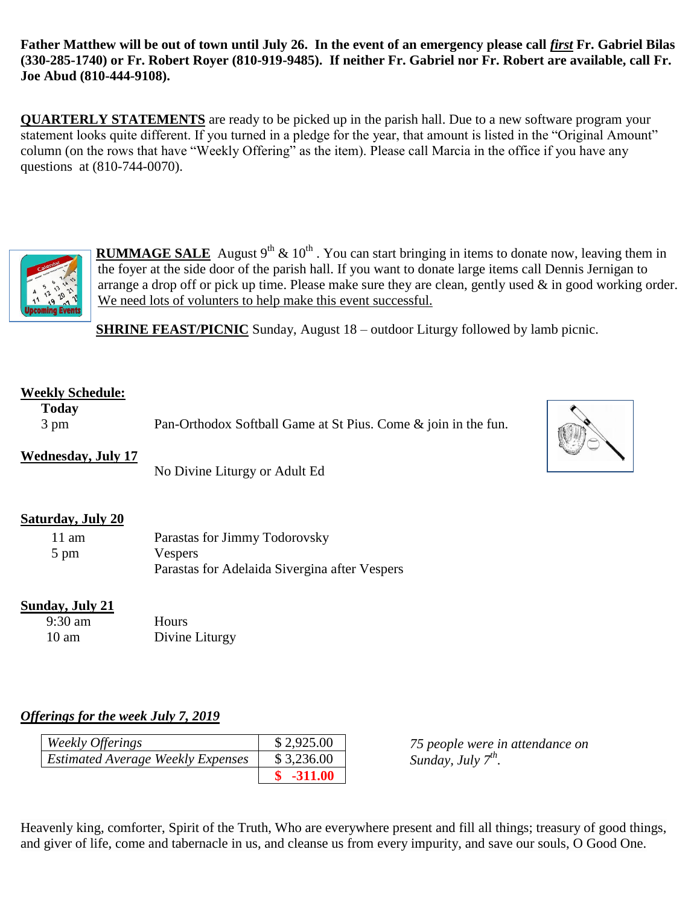**Father Matthew will be out of town until July 26. In the event of an emergency please call *first* Fr. Gabriel Bilas (330-285-1740) or Fr. Robert Royer (810-919-9485). If neither Fr. Gabriel nor Fr. Robert are available, call Fr. Joe Abud (810-444-9108).**

**QUARTERLY STATEMENTS** are ready to be picked up in the parish hall. Due to a new software program your statement looks quite different. If you turned in a pledge for the year, that amount is listed in the "Original Amount" column (on the rows that have "Weekly Offering" as the item). Please call Marcia in the office if you have any questions at (810-744-0070).

**RUMMAGE SALE** August 9th & 10th. You can start bringing in items to donate now, leaving them in the foyer at the side door of the parish hall. If you want to donate large items call Dennis Jernigan to arrange a drop off or pick up time. Please make sure they are clean, gently used & in good working order. We need lots of volunters to help make this event successful.

**SHRINE FEAST/PICNIC** Sunday, August 18 – outdoor Liturgy followed by lamb picnic.

**Weekly Schedule:**

**Today**

3 pm — Pan-Orthodox Softball Game at St Pius. Come & join in the fun.

**Wednesday, July 17**

No Divine Liturgy or Adult Ed

**Saturday, July 20**

11 am — Parastas for Jimmy Todorovsky

5 pm — Vespers

Parastas for Adelaida Sivergina after Vespers

**Sunday, July 21**

9:30 am — Hours

10 am — Divine Liturgy

***Offerings for the week July 7, 2019***

| | |
|---|---|
| *Weekly Offerings* | $ 2,925.00 |
| *Estimated Average Weekly Expenses* | $ 3,236.00 |
| | **$ -311.00** |

*75 people were in attendance on Sunday, July 7th.*

Heavenly king, comforter, Spirit of the Truth, Who are everywhere present and fill all things; treasury of good things, and giver of life, come and tabernacle in us, and cleanse us from every impurity, and save our souls, O Good One.